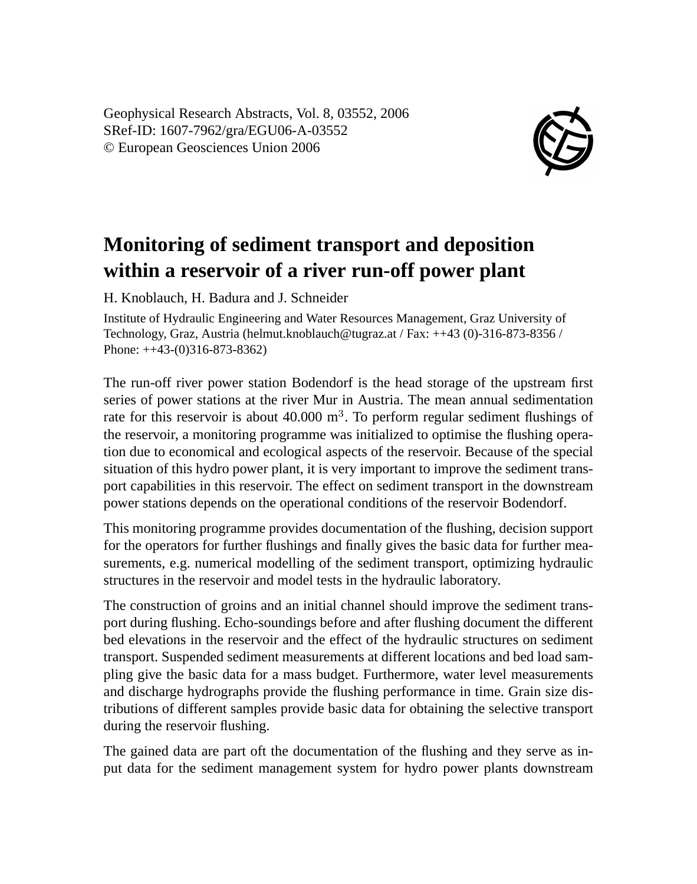Geophysical Research Abstracts, Vol. 8, 03552, 2006
SRef-ID: 1607-7962/gra/EGU06-A-03552
© European Geosciences Union 2006

# Monitoring of sediment transport and deposition within a reservoir of a river run-off power plant

H. Knoblauch, H. Badura and J. Schneider

Institute of Hydraulic Engineering and Water Resources Management, Graz University of Technology, Graz, Austria (helmut.knoblauch@tugraz.at / Fax: ++43 (0)-316-873-8356 / Phone: ++43-(0)316-873-8362)

The run-off river power station Bodendorf is the head storage of the upstream first series of power stations at the river Mur in Austria. The mean annual sedimentation rate for this reservoir is about 40.000 $m^3$. To perform regular sediment flushings of the reservoir, a monitoring programme was initialized to optimise the flushing operation due to economical and ecological aspects of the reservoir. Because of the special situation of this hydro power plant, it is very important to improve the sediment transport capabilities in this reservoir. The effect on sediment transport in the downstream power stations depends on the operational conditions of the reservoir Bodendorf.

This monitoring programme provides documentation of the flushing, decision support for the operators for further flushings and finally gives the basic data for further measurements, e.g. numerical modelling of the sediment transport, optimizing hydraulic structures in the reservoir and model tests in the hydraulic laboratory.

The construction of groins and an initial channel should improve the sediment transport during flushing. Echo-soundings before and after flushing document the different bed elevations in the reservoir and the effect of the hydraulic structures on sediment transport. Suspended sediment measurements at different locations and bed load sampling give the basic data for a mass budget. Furthermore, water level measurements and discharge hydrographs provide the flushing performance in time. Grain size distributions of different samples provide basic data for obtaining the selective transport during the reservoir flushing.

The gained data are part oft the documentation of the flushing and they serve as input data for the sediment management system for hydro power plants downstream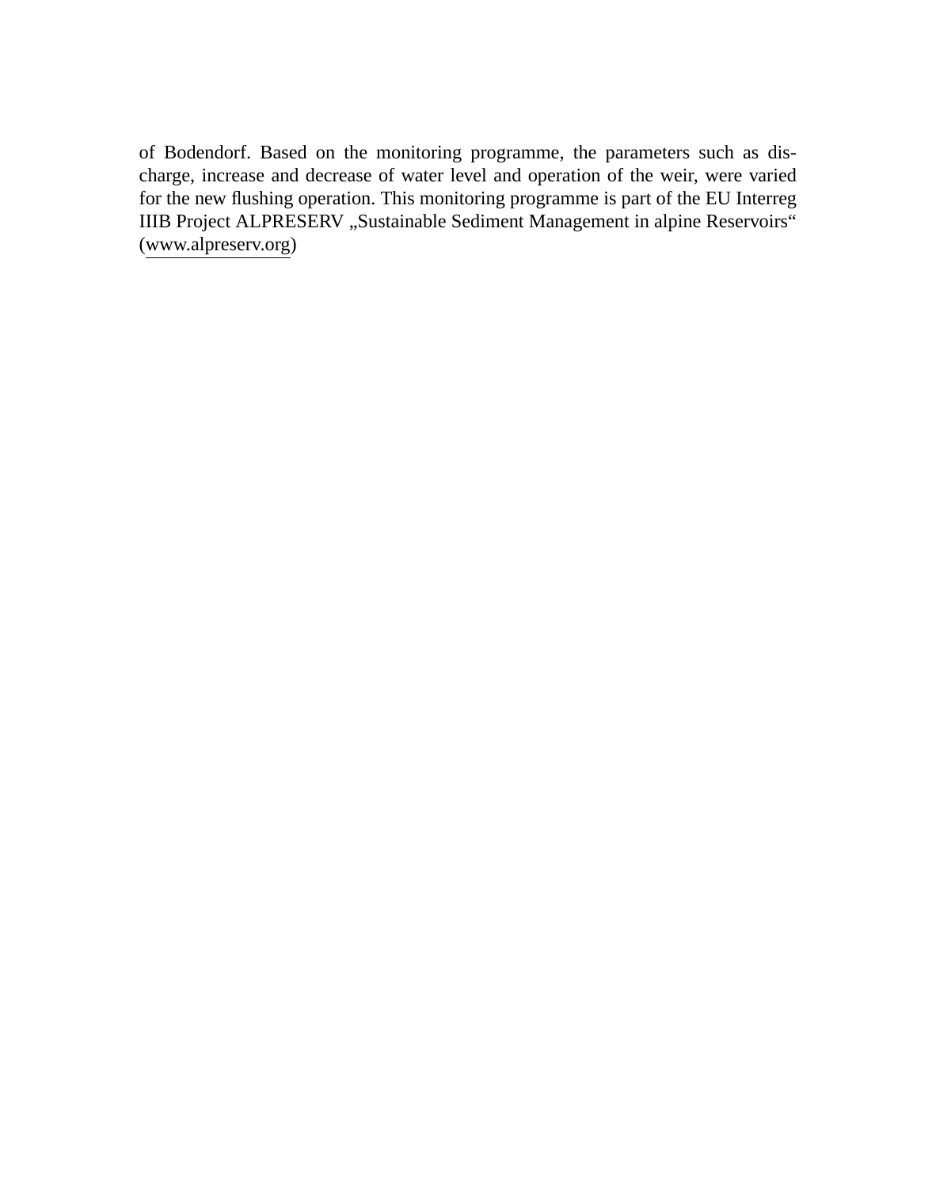of Bodendorf. Based on the monitoring programme, the parameters such as discharge, increase and decrease of water level and operation of the weir, were varied for the new flushing operation. This monitoring programme is part of the EU Interreg IIIB Project ALPRESERV „Sustainable Sediment Management in alpine Reservoirs“ (www.alpreserv.org)